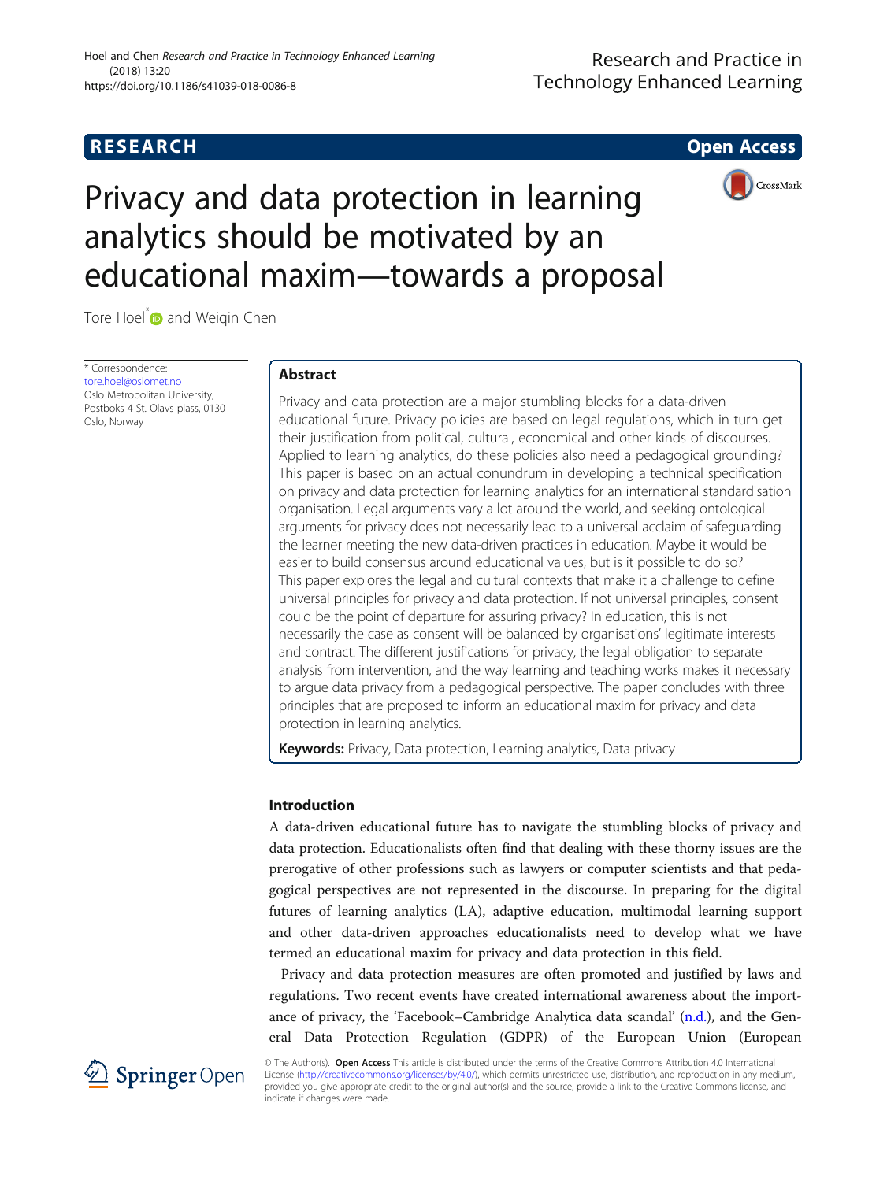**RESEARCH** **Open Access**

# Privacy and data protection in learning analytics should be motivated by an educational maxim—towards a proposal

Tore Hoel* and Weiqin Chen

\* Correspondence: tore.hoel@oslomet.no
Oslo Metropolitan University, Postboks 4 St. Olavs plass, 0130 Oslo, Norway

## Abstract

Privacy and data protection are a major stumbling blocks for a data-driven educational future. Privacy policies are based on legal regulations, which in turn get their justification from political, cultural, economical and other kinds of discourses. Applied to learning analytics, do these policies also need a pedagogical grounding? This paper is based on an actual conundrum in developing a technical specification on privacy and data protection for learning analytics for an international standardisation organisation. Legal arguments vary a lot around the world, and seeking ontological arguments for privacy does not necessarily lead to a universal acclaim of safeguarding the learner meeting the new data-driven practices in education. Maybe it would be easier to build consensus around educational values, but is it possible to do so? This paper explores the legal and cultural contexts that make it a challenge to define universal principles for privacy and data protection. If not universal principles, consent could be the point of departure for assuring privacy? In education, this is not necessarily the case as consent will be balanced by organisations' legitimate interests and contract. The different justifications for privacy, the legal obligation to separate analysis from intervention, and the way learning and teaching works makes it necessary to argue data privacy from a pedagogical perspective. The paper concludes with three principles that are proposed to inform an educational maxim for privacy and data protection in learning analytics.

**Keywords:** Privacy, Data protection, Learning analytics, Data privacy

## Introduction

A data-driven educational future has to navigate the stumbling blocks of privacy and data protection. Educationalists often find that dealing with these thorny issues are the prerogative of other professions such as lawyers or computer scientists and that pedagogical perspectives are not represented in the discourse. In preparing for the digital futures of learning analytics (LA), adaptive education, multimodal learning support and other data-driven approaches educationalists need to develop what we have termed an educational maxim for privacy and data protection in this field.

Privacy and data protection measures are often promoted and justified by laws and regulations. Two recent events have created international awareness about the importance of privacy, the 'Facebook–Cambridge Analytica data scandal' (n.d.), and the General Data Protection Regulation (GDPR) of the European Union (European

© The Author(s). **Open Access** This article is distributed under the terms of the Creative Commons Attribution 4.0 International License (http://creativecommons.org/licenses/by/4.0/), which permits unrestricted use, distribution, and reproduction in any medium, provided you give appropriate credit to the original author(s) and the source, provide a link to the Creative Commons license, and indicate if changes were made.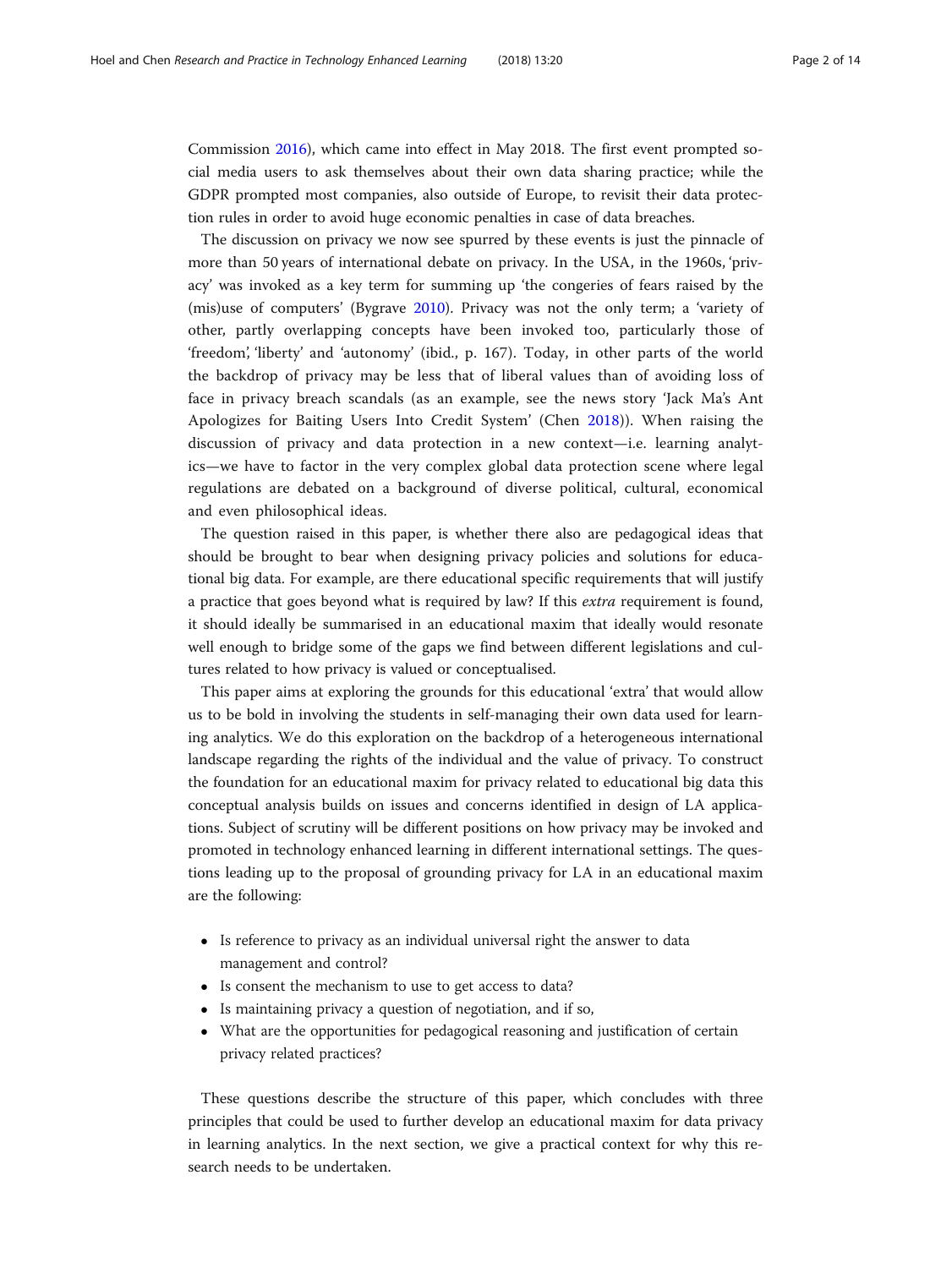Commission 2016), which came into effect in May 2018. The first event prompted social media users to ask themselves about their own data sharing practice; while the GDPR prompted most companies, also outside of Europe, to revisit their data protection rules in order to avoid huge economic penalties in case of data breaches.

The discussion on privacy we now see spurred by these events is just the pinnacle of more than 50 years of international debate on privacy. In the USA, in the 1960s, 'privacy' was invoked as a key term for summing up 'the congeries of fears raised by the (mis)use of computers' (Bygrave 2010). Privacy was not the only term; a 'variety of other, partly overlapping concepts have been invoked too, particularly those of 'freedom', 'liberty' and 'autonomy' (ibid., p. 167). Today, in other parts of the world the backdrop of privacy may be less that of liberal values than of avoiding loss of face in privacy breach scandals (as an example, see the news story 'Jack Ma's Ant Apologizes for Baiting Users Into Credit System' (Chen 2018)). When raising the discussion of privacy and data protection in a new context—i.e. learning analytics—we have to factor in the very complex global data protection scene where legal regulations are debated on a background of diverse political, cultural, economical and even philosophical ideas.

The question raised in this paper, is whether there also are pedagogical ideas that should be brought to bear when designing privacy policies and solutions for educational big data. For example, are there educational specific requirements that will justify a practice that goes beyond what is required by law? If this *extra* requirement is found, it should ideally be summarised in an educational maxim that ideally would resonate well enough to bridge some of the gaps we find between different legislations and cultures related to how privacy is valued or conceptualised.

This paper aims at exploring the grounds for this educational 'extra' that would allow us to be bold in involving the students in self-managing their own data used for learning analytics. We do this exploration on the backdrop of a heterogeneous international landscape regarding the rights of the individual and the value of privacy. To construct the foundation for an educational maxim for privacy related to educational big data this conceptual analysis builds on issues and concerns identified in design of LA applications. Subject of scrutiny will be different positions on how privacy may be invoked and promoted in technology enhanced learning in different international settings. The questions leading up to the proposal of grounding privacy for LA in an educational maxim are the following:

- Is reference to privacy as an individual universal right the answer to data management and control?
- Is consent the mechanism to use to get access to data?
- Is maintaining privacy a question of negotiation, and if so,
- What are the opportunities for pedagogical reasoning and justification of certain privacy related practices?

These questions describe the structure of this paper, which concludes with three principles that could be used to further develop an educational maxim for data privacy in learning analytics. In the next section, we give a practical context for why this research needs to be undertaken.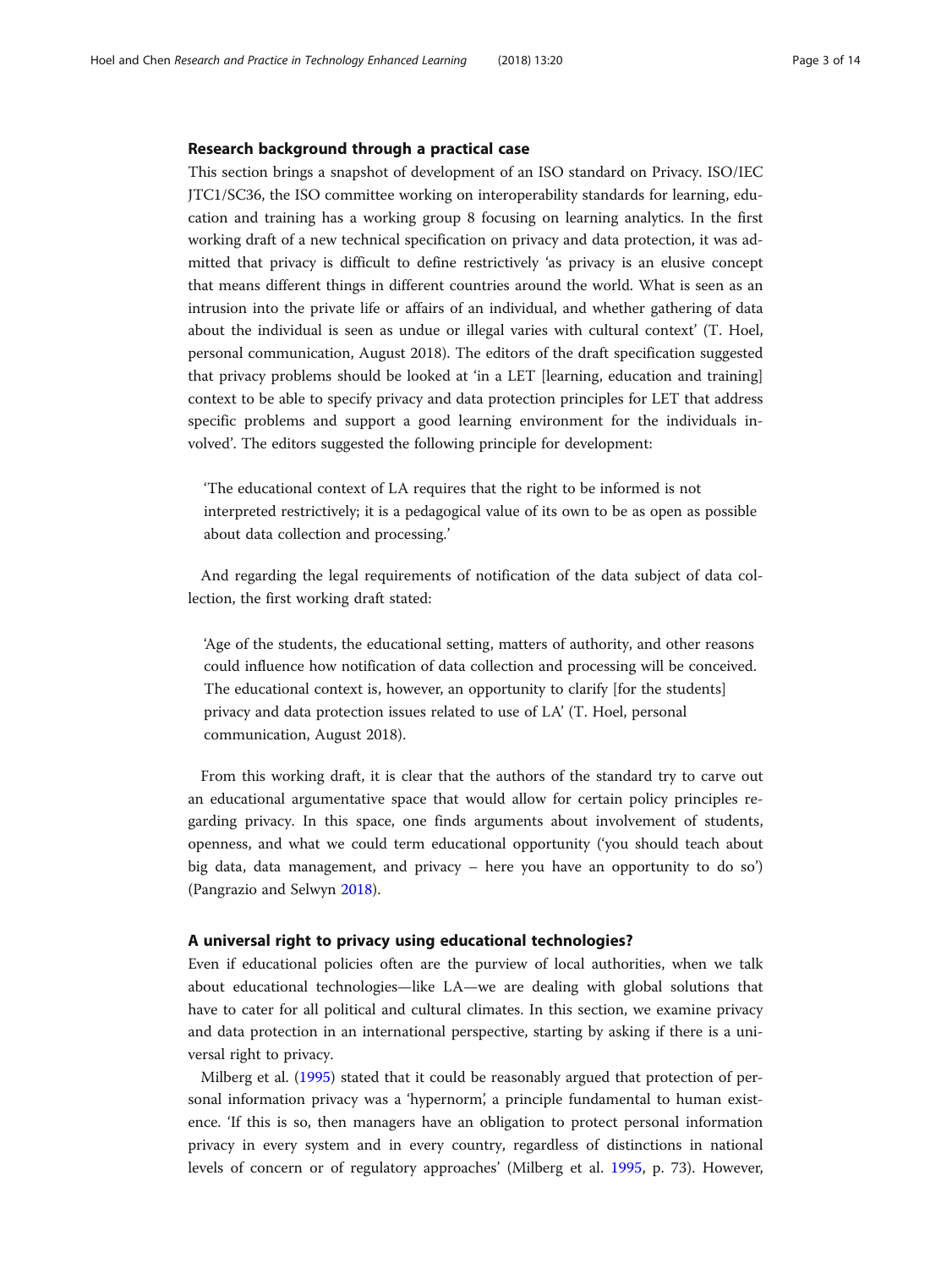### Research background through a practical case

This section brings a snapshot of development of an ISO standard on Privacy. ISO/IEC JTC1/SC36, the ISO committee working on interoperability standards for learning, education and training has a working group 8 focusing on learning analytics. In the first working draft of a new technical specification on privacy and data protection, it was admitted that privacy is difficult to define restrictively 'as privacy is an elusive concept that means different things in different countries around the world. What is seen as an intrusion into the private life or affairs of an individual, and whether gathering of data about the individual is seen as undue or illegal varies with cultural context' (T. Hoel, personal communication, August 2018). The editors of the draft specification suggested that privacy problems should be looked at 'in a LET [learning, education and training] context to be able to specify privacy and data protection principles for LET that address specific problems and support a good learning environment for the individuals involved'. The editors suggested the following principle for development:

> 'The educational context of LA requires that the right to be informed is not interpreted restrictively; it is a pedagogical value of its own to be as open as possible about data collection and processing.'

And regarding the legal requirements of notification of the data subject of data collection, the first working draft stated:

> 'Age of the students, the educational setting, matters of authority, and other reasons could influence how notification of data collection and processing will be conceived. The educational context is, however, an opportunity to clarify [for the students] privacy and data protection issues related to use of LA' (T. Hoel, personal communication, August 2018).

From this working draft, it is clear that the authors of the standard try to carve out an educational argumentative space that would allow for certain policy principles regarding privacy. In this space, one finds arguments about involvement of students, openness, and what we could term educational opportunity ('you should teach about big data, data management, and privacy – here you have an opportunity to do so') (Pangrazio and Selwyn 2018).

### A universal right to privacy using educational technologies?

Even if educational policies often are the purview of local authorities, when we talk about educational technologies—like LA—we are dealing with global solutions that have to cater for all political and cultural climates. In this section, we examine privacy and data protection in an international perspective, starting by asking if there is a universal right to privacy.

Milberg et al. (1995) stated that it could be reasonably argued that protection of personal information privacy was a 'hypernorm', a principle fundamental to human existence. 'If this is so, then managers have an obligation to protect personal information privacy in every system and in every country, regardless of distinctions in national levels of concern or of regulatory approaches' (Milberg et al. 1995, p. 73). However,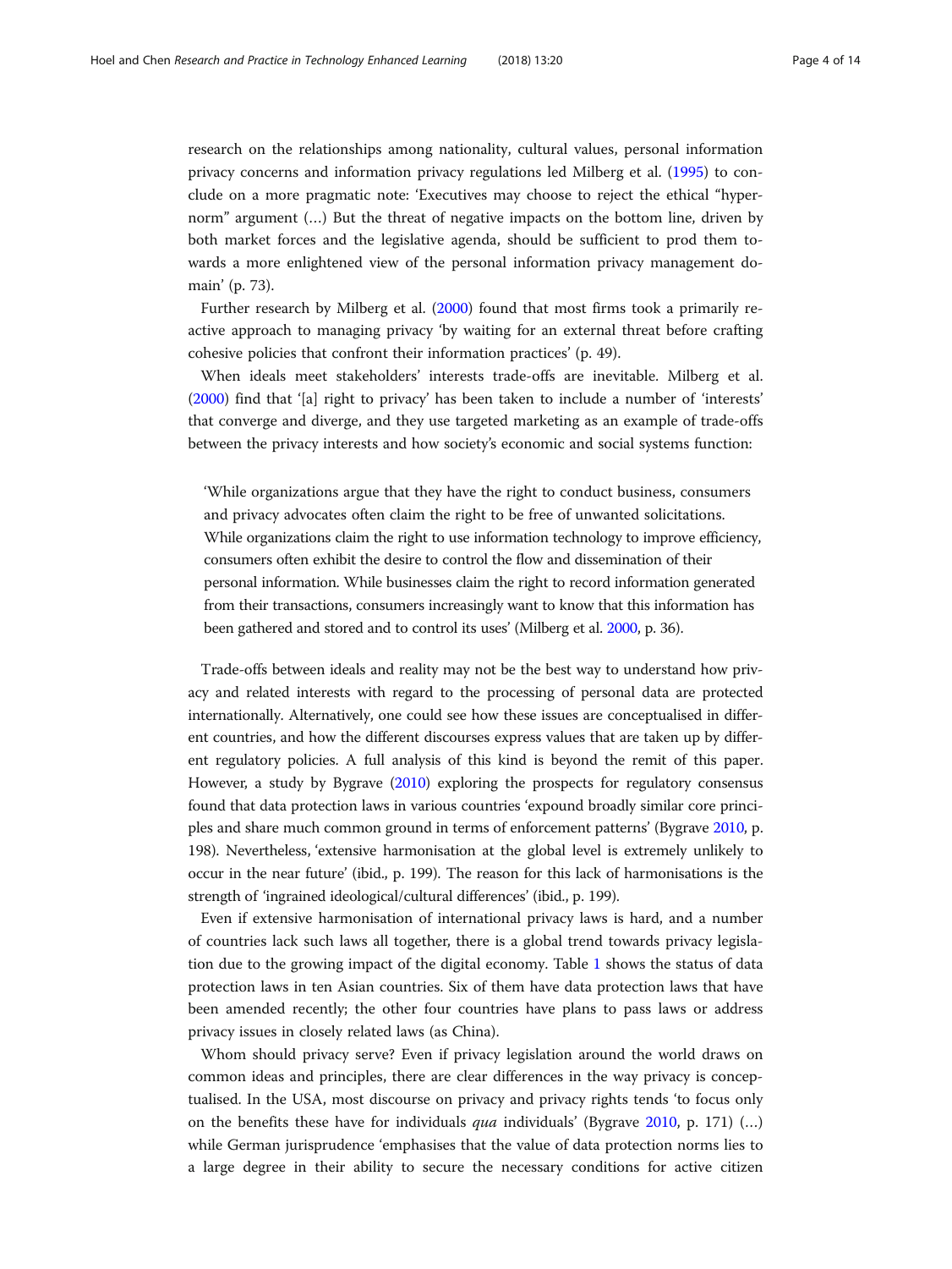research on the relationships among nationality, cultural values, personal information privacy concerns and information privacy regulations led Milberg et al. (1995) to conclude on a more pragmatic note: 'Executives may choose to reject the ethical "hypernorm" argument (…) But the threat of negative impacts on the bottom line, driven by both market forces and the legislative agenda, should be sufficient to prod them towards a more enlightened view of the personal information privacy management domain' (p. 73).

Further research by Milberg et al. (2000) found that most firms took a primarily reactive approach to managing privacy 'by waiting for an external threat before crafting cohesive policies that confront their information practices' (p. 49).

When ideals meet stakeholders' interests trade-offs are inevitable. Milberg et al. (2000) find that '[a] right to privacy' has been taken to include a number of 'interests' that converge and diverge, and they use targeted marketing as an example of trade-offs between the privacy interests and how society's economic and social systems function:

> 'While organizations argue that they have the right to conduct business, consumers and privacy advocates often claim the right to be free of unwanted solicitations. While organizations claim the right to use information technology to improve efficiency, consumers often exhibit the desire to control the flow and dissemination of their personal information. While businesses claim the right to record information generated from their transactions, consumers increasingly want to know that this information has been gathered and stored and to control its uses' (Milberg et al. 2000, p. 36).

Trade-offs between ideals and reality may not be the best way to understand how privacy and related interests with regard to the processing of personal data are protected internationally. Alternatively, one could see how these issues are conceptualised in different countries, and how the different discourses express values that are taken up by different regulatory policies. A full analysis of this kind is beyond the remit of this paper. However, a study by Bygrave (2010) exploring the prospects for regulatory consensus found that data protection laws in various countries 'expound broadly similar core principles and share much common ground in terms of enforcement patterns' (Bygrave 2010, p. 198). Nevertheless, 'extensive harmonisation at the global level is extremely unlikely to occur in the near future' (ibid., p. 199). The reason for this lack of harmonisations is the strength of 'ingrained ideological/cultural differences' (ibid., p. 199).

Even if extensive harmonisation of international privacy laws is hard, and a number of countries lack such laws all together, there is a global trend towards privacy legislation due to the growing impact of the digital economy. Table 1 shows the status of data protection laws in ten Asian countries. Six of them have data protection laws that have been amended recently; the other four countries have plans to pass laws or address privacy issues in closely related laws (as China).

Whom should privacy serve? Even if privacy legislation around the world draws on common ideas and principles, there are clear differences in the way privacy is conceptualised. In the USA, most discourse on privacy and privacy rights tends 'to focus only on the benefits these have for individuals *qua* individuals' (Bygrave 2010, p. 171) (…) while German jurisprudence 'emphasises that the value of data protection norms lies to a large degree in their ability to secure the necessary conditions for active citizen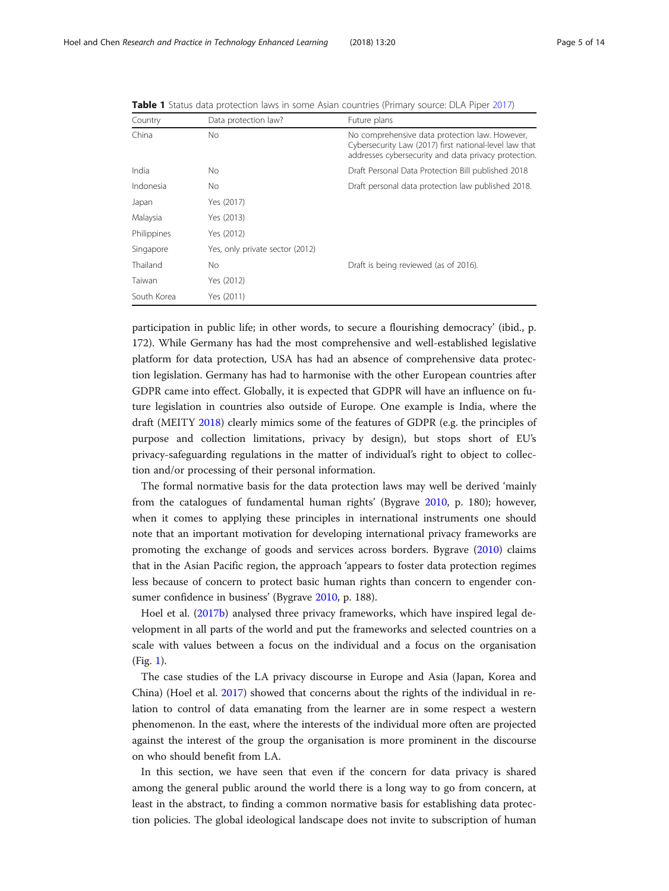**Table 1** Status data protection laws in some Asian countries (Primary source: DLA Piper 2017)

| Country | Data protection law? | Future plans |
|---|---|---|
| China | No | No comprehensive data protection law. However, Cybersecurity Law (2017) first national-level law that addresses cybersecurity and data privacy protection. |
| India | No | Draft Personal Data Protection Bill published 2018 |
| Indonesia | No | Draft personal data protection law published 2018. |
| Japan | Yes (2017) | |
| Malaysia | Yes (2013) | |
| Philippines | Yes (2012) | |
| Singapore | Yes, only private sector (2012) | |
| Thailand | No | Draft is being reviewed (as of 2016). |
| Taiwan | Yes (2012) | |
| South Korea | Yes (2011) | |

participation in public life; in other words, to secure a flourishing democracy' (ibid., p. 172). While Germany has had the most comprehensive and well-established legislative platform for data protection, USA has had an absence of comprehensive data protection legislation. Germany has had to harmonise with the other European countries after GDPR came into effect. Globally, it is expected that GDPR will have an influence on future legislation in countries also outside of Europe. One example is India, where the draft (MEITY 2018) clearly mimics some of the features of GDPR (e.g. the principles of purpose and collection limitations, privacy by design), but stops short of EU's privacy-safeguarding regulations in the matter of individual's right to object to collection and/or processing of their personal information.

The formal normative basis for the data protection laws may well be derived 'mainly from the catalogues of fundamental human rights' (Bygrave 2010, p. 180); however, when it comes to applying these principles in international instruments one should note that an important motivation for developing international privacy frameworks are promoting the exchange of goods and services across borders. Bygrave (2010) claims that in the Asian Pacific region, the approach 'appears to foster data protection regimes less because of concern to protect basic human rights than concern to engender consumer confidence in business' (Bygrave 2010, p. 188).

Hoel et al. (2017b) analysed three privacy frameworks, which have inspired legal development in all parts of the world and put the frameworks and selected countries on a scale with values between a focus on the individual and a focus on the organisation (Fig. 1).

The case studies of the LA privacy discourse in Europe and Asia (Japan, Korea and China) (Hoel et al. 2017) showed that concerns about the rights of the individual in relation to control of data emanating from the learner are in some respect a western phenomenon. In the east, where the interests of the individual more often are projected against the interest of the group the organisation is more prominent in the discourse on who should benefit from LA.

In this section, we have seen that even if the concern for data privacy is shared among the general public around the world there is a long way to go from concern, at least in the abstract, to finding a common normative basis for establishing data protection policies. The global ideological landscape does not invite to subscription of human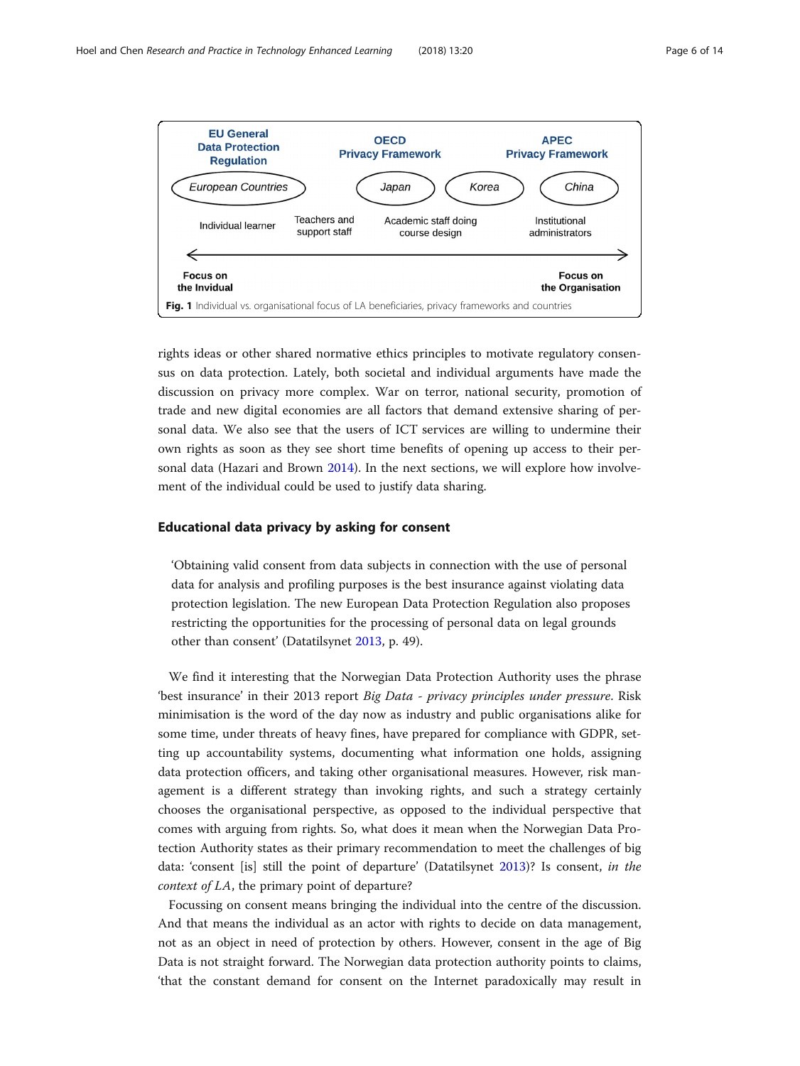EU General Data Protection Regulation | OECD Privacy Framework | APEC Privacy Framework

European Countries | Japan | Korea | China

Individual learner | Teachers and support staff | Academic staff doing course design | Institutional administrators

Focus on the Invidual ⟷ Focus on the Organisation

**Fig. 1** Individual vs. organisational focus of LA beneficiaries, privacy frameworks and countries

rights ideas or other shared normative ethics principles to motivate regulatory consensus on data protection. Lately, both societal and individual arguments have made the discussion on privacy more complex. War on terror, national security, promotion of trade and new digital economies are all factors that demand extensive sharing of personal data. We also see that the users of ICT services are willing to undermine their own rights as soon as they see short time benefits of opening up access to their personal data (Hazari and Brown 2014). In the next sections, we will explore how involvement of the individual could be used to justify data sharing.

## Educational data privacy by asking for consent

> 'Obtaining valid consent from data subjects in connection with the use of personal data for analysis and profiling purposes is the best insurance against violating data protection legislation. The new European Data Protection Regulation also proposes restricting the opportunities for the processing of personal data on legal grounds other than consent' (Datatilsynet 2013, p. 49).

We find it interesting that the Norwegian Data Protection Authority uses the phrase 'best insurance' in their 2013 report *Big Data - privacy principles under pressure*. Risk minimisation is the word of the day now as industry and public organisations alike for some time, under threats of heavy fines, have prepared for compliance with GDPR, setting up accountability systems, documenting what information one holds, assigning data protection officers, and taking other organisational measures. However, risk management is a different strategy than invoking rights, and such a strategy certainly chooses the organisational perspective, as opposed to the individual perspective that comes with arguing from rights. So, what does it mean when the Norwegian Data Protection Authority states as their primary recommendation to meet the challenges of big data: 'consent [is] still the point of departure' (Datatilsynet 2013)? Is consent, *in the context of LA*, the primary point of departure?

Focussing on consent means bringing the individual into the centre of the discussion. And that means the individual as an actor with rights to decide on data management, not as an object in need of protection by others. However, consent in the age of Big Data is not straight forward. The Norwegian data protection authority points to claims, 'that the constant demand for consent on the Internet paradoxically may result in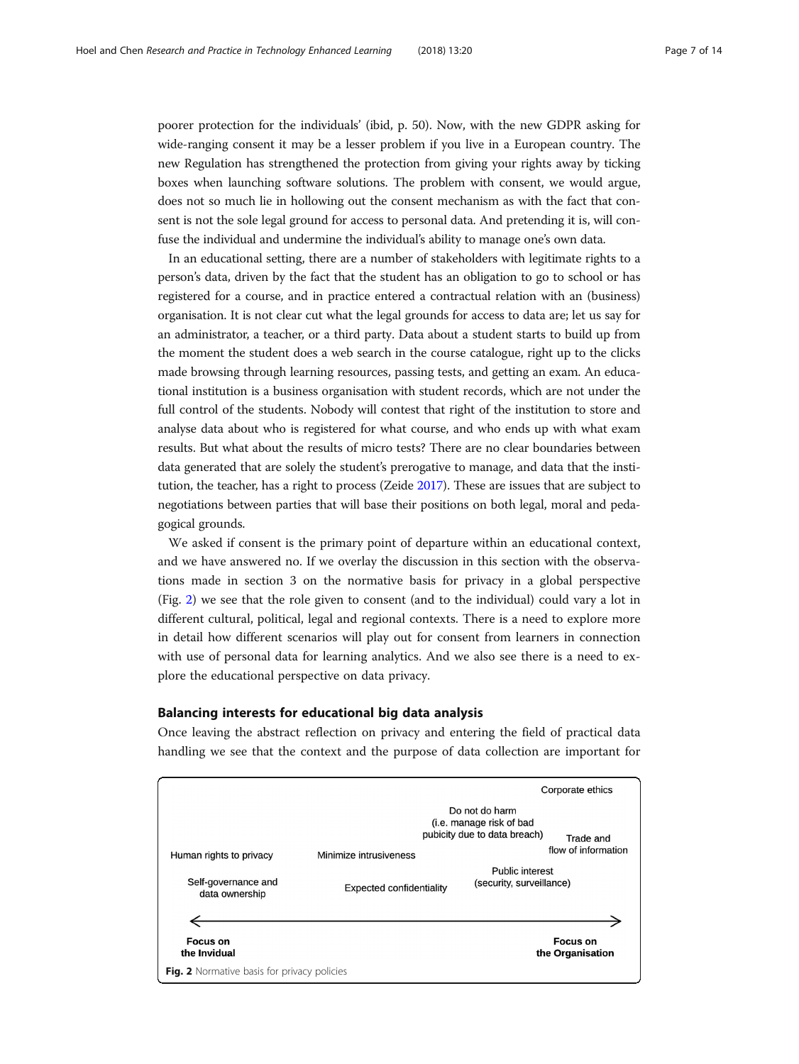poorer protection for the individuals' (ibid, p. 50). Now, with the new GDPR asking for wide-ranging consent it may be a lesser problem if you live in a European country. The new Regulation has strengthened the protection from giving your rights away by ticking boxes when launching software solutions. The problem with consent, we would argue, does not so much lie in hollowing out the consent mechanism as with the fact that consent is not the sole legal ground for access to personal data. And pretending it is, will confuse the individual and undermine the individual's ability to manage one's own data.

In an educational setting, there are a number of stakeholders with legitimate rights to a person's data, driven by the fact that the student has an obligation to go to school or has registered for a course, and in practice entered a contractual relation with an (business) organisation. It is not clear cut what the legal grounds for access to data are; let us say for an administrator, a teacher, or a third party. Data about a student starts to build up from the moment the student does a web search in the course catalogue, right up to the clicks made browsing through learning resources, passing tests, and getting an exam. An educational institution is a business organisation with student records, which are not under the full control of the students. Nobody will contest that right of the institution to store and analyse data about who is registered for what course, and who ends up with what exam results. But what about the results of micro tests? There are no clear boundaries between data generated that are solely the student's prerogative to manage, and data that the institution, the teacher, has a right to process (Zeide 2017). These are issues that are subject to negotiations between parties that will base their positions on both legal, moral and pedagogical grounds.

We asked if consent is the primary point of departure within an educational context, and we have answered no. If we overlay the discussion in this section with the observations made in section 3 on the normative basis for privacy in a global perspective (Fig. 2) we see that the role given to consent (and to the individual) could vary a lot in different cultural, political, legal and regional contexts. There is a need to explore more in detail how different scenarios will play out for consent from learners in connection with use of personal data for learning analytics. And we also see there is a need to explore the educational perspective on data privacy.

## Balancing interests for educational big data analysis

Once leaving the abstract reflection on privacy and entering the field of practical data handling we see that the context and the purpose of data collection are important for

Corporate ethics

Do not do harm (i.e. manage risk of bad pubicity due to data breach)

Trade and flow of information

Human rights to privacy

Minimize intrusiveness

Public interest (security, surveillance)

Self-governance and data ownership

Expected confidentiality

Focus on the Invidual ← → Focus on the Organisation

**Fig. 2** Normative basis for privacy policies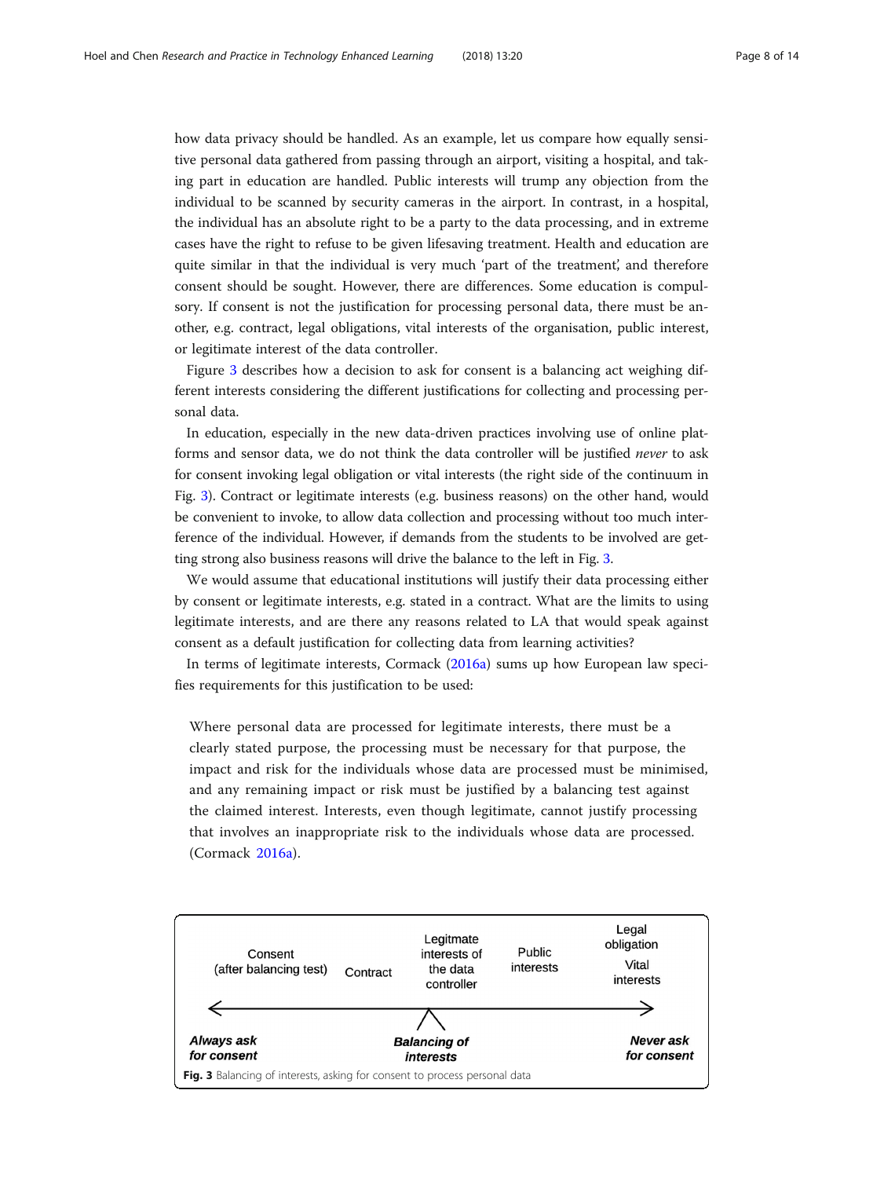how data privacy should be handled. As an example, let us compare how equally sensitive personal data gathered from passing through an airport, visiting a hospital, and taking part in education are handled. Public interests will trump any objection from the individual to be scanned by security cameras in the airport. In contrast, in a hospital, the individual has an absolute right to be a party to the data processing, and in extreme cases have the right to refuse to be given lifesaving treatment. Health and education are quite similar in that the individual is very much 'part of the treatment', and therefore consent should be sought. However, there are differences. Some education is compulsory. If consent is not the justification for processing personal data, there must be another, e.g. contract, legal obligations, vital interests of the organisation, public interest, or legitimate interest of the data controller.

Figure 3 describes how a decision to ask for consent is a balancing act weighing different interests considering the different justifications for collecting and processing personal data.

In education, especially in the new data-driven practices involving use of online platforms and sensor data, we do not think the data controller will be justified *never* to ask for consent invoking legal obligation or vital interests (the right side of the continuum in Fig. 3). Contract or legitimate interests (e.g. business reasons) on the other hand, would be convenient to invoke, to allow data collection and processing without too much interference of the individual. However, if demands from the students to be involved are getting strong also business reasons will drive the balance to the left in Fig. 3.

We would assume that educational institutions will justify their data processing either by consent or legitimate interests, e.g. stated in a contract. What are the limits to using legitimate interests, and are there any reasons related to LA that would speak against consent as a default justification for collecting data from learning activities?

In terms of legitimate interests, Cormack (2016a) sums up how European law specifies requirements for this justification to be used:

> Where personal data are processed for legitimate interests, there must be a clearly stated purpose, the processing must be necessary for that purpose, the impact and risk for the individuals whose data are processed must be minimised, and any remaining impact or risk must be justified by a balancing test against the claimed interest. Interests, even though legitimate, cannot justify processing that involves an inappropriate risk to the individuals whose data are processed. (Cormack 2016a).

Consent (after balancing test) | Contract | Legitimate interests of the data controller | Public interests | Legal obligation / Vital interests

← →

***Always ask for consent*** | ***Balancing of interests*** | ***Never ask for consent***

**Fig. 3** Balancing of interests, asking for consent to process personal data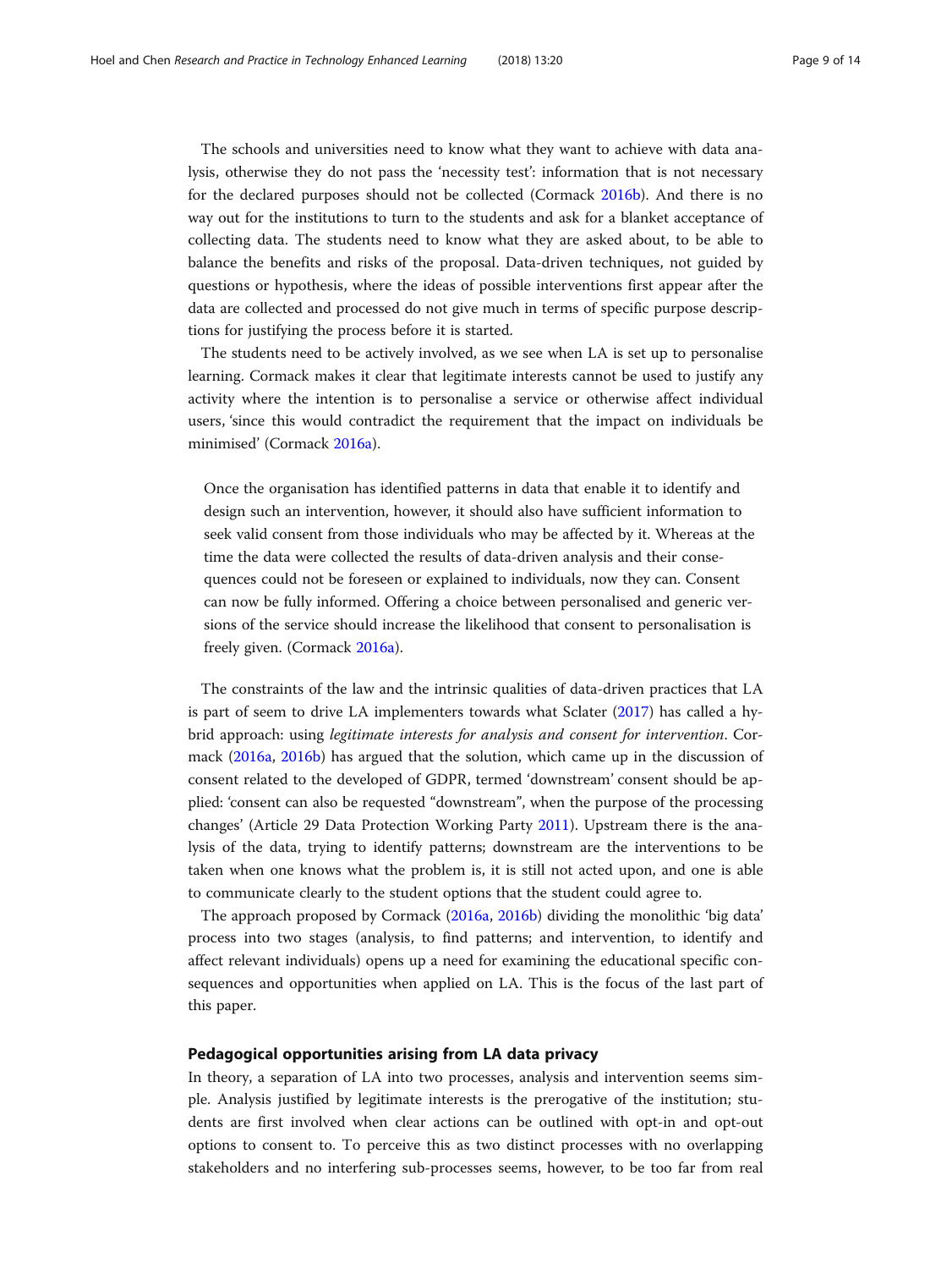The schools and universities need to know what they want to achieve with data analysis, otherwise they do not pass the 'necessity test': information that is not necessary for the declared purposes should not be collected (Cormack 2016b). And there is no way out for the institutions to turn to the students and ask for a blanket acceptance of collecting data. The students need to know what they are asked about, to be able to balance the benefits and risks of the proposal. Data-driven techniques, not guided by questions or hypothesis, where the ideas of possible interventions first appear after the data are collected and processed do not give much in terms of specific purpose descriptions for justifying the process before it is started.

The students need to be actively involved, as we see when LA is set up to personalise learning. Cormack makes it clear that legitimate interests cannot be used to justify any activity where the intention is to personalise a service or otherwise affect individual users, 'since this would contradict the requirement that the impact on individuals be minimised' (Cormack 2016a).

> Once the organisation has identified patterns in data that enable it to identify and design such an intervention, however, it should also have sufficient information to seek valid consent from those individuals who may be affected by it. Whereas at the time the data were collected the results of data-driven analysis and their consequences could not be foreseen or explained to individuals, now they can. Consent can now be fully informed. Offering a choice between personalised and generic versions of the service should increase the likelihood that consent to personalisation is freely given. (Cormack 2016a).

The constraints of the law and the intrinsic qualities of data-driven practices that LA is part of seem to drive LA implementers towards what Sclater (2017) has called a hybrid approach: using *legitimate interests for analysis and consent for intervention*. Cormack (2016a, 2016b) has argued that the solution, which came up in the discussion of consent related to the developed of GDPR, termed 'downstream' consent should be applied: 'consent can also be requested "downstream", when the purpose of the processing changes' (Article 29 Data Protection Working Party 2011). Upstream there is the analysis of the data, trying to identify patterns; downstream are the interventions to be taken when one knows what the problem is, it is still not acted upon, and one is able to communicate clearly to the student options that the student could agree to.

The approach proposed by Cormack (2016a, 2016b) dividing the monolithic 'big data' process into two stages (analysis, to find patterns; and intervention, to identify and affect relevant individuals) opens up a need for examining the educational specific consequences and opportunities when applied on LA. This is the focus of the last part of this paper.

## Pedagogical opportunities arising from LA data privacy

In theory, a separation of LA into two processes, analysis and intervention seems simple. Analysis justified by legitimate interests is the prerogative of the institution; students are first involved when clear actions can be outlined with opt-in and opt-out options to consent to. To perceive this as two distinct processes with no overlapping stakeholders and no interfering sub-processes seems, however, to be too far from real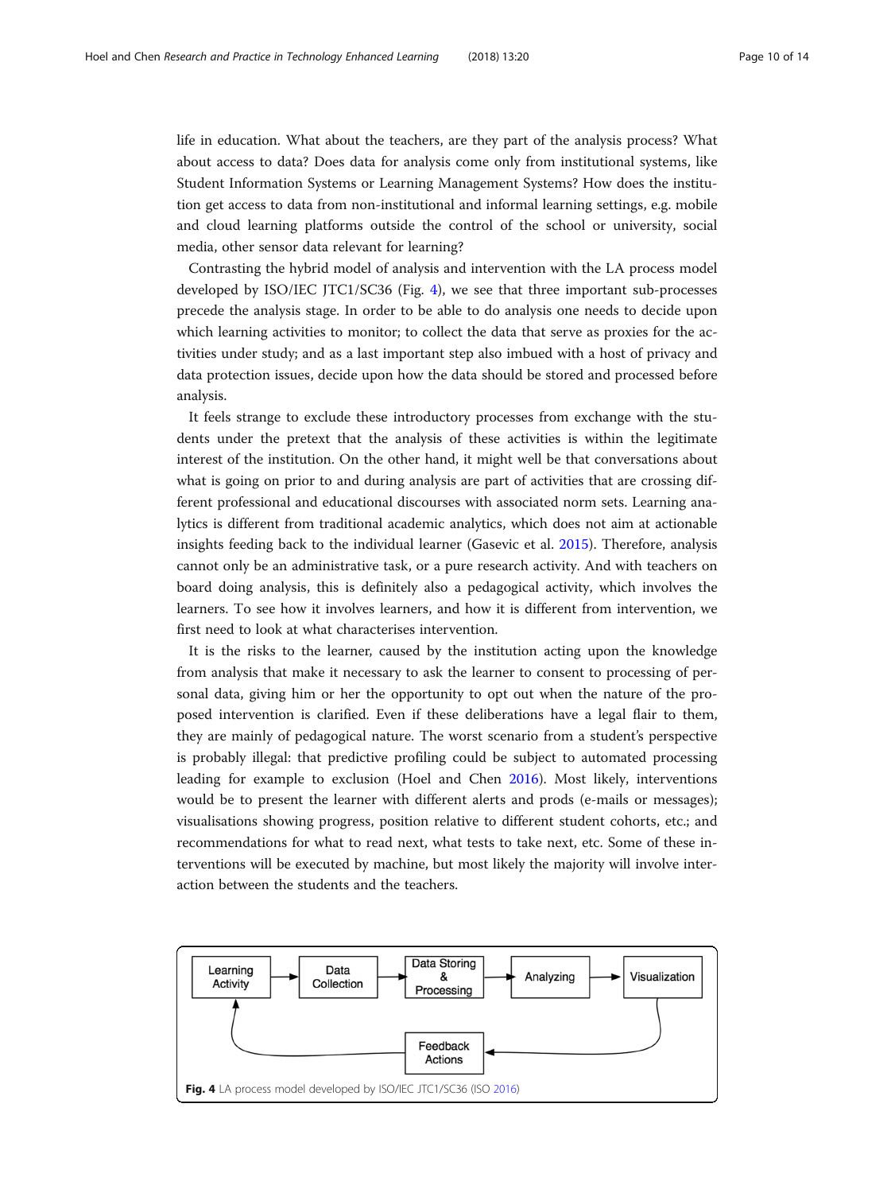life in education. What about the teachers, are they part of the analysis process? What about access to data? Does data for analysis come only from institutional systems, like Student Information Systems or Learning Management Systems? How does the institution get access to data from non-institutional and informal learning settings, e.g. mobile and cloud learning platforms outside the control of the school or university, social media, other sensor data relevant for learning?

Contrasting the hybrid model of analysis and intervention with the LA process model developed by ISO/IEC JTC1/SC36 (Fig. 4), we see that three important sub-processes precede the analysis stage. In order to be able to do analysis one needs to decide upon which learning activities to monitor; to collect the data that serve as proxies for the activities under study; and as a last important step also imbued with a host of privacy and data protection issues, decide upon how the data should be stored and processed before analysis.

It feels strange to exclude these introductory processes from exchange with the students under the pretext that the analysis of these activities is within the legitimate interest of the institution. On the other hand, it might well be that conversations about what is going on prior to and during analysis are part of activities that are crossing different professional and educational discourses with associated norm sets. Learning analytics is different from traditional academic analytics, which does not aim at actionable insights feeding back to the individual learner (Gasevic et al. 2015). Therefore, analysis cannot only be an administrative task, or a pure research activity. And with teachers on board doing analysis, this is definitely also a pedagogical activity, which involves the learners. To see how it involves learners, and how it is different from intervention, we first need to look at what characterises intervention.

It is the risks to the learner, caused by the institution acting upon the knowledge from analysis that make it necessary to ask the learner to consent to processing of personal data, giving him or her the opportunity to opt out when the nature of the proposed intervention is clarified. Even if these deliberations have a legal flair to them, they are mainly of pedagogical nature. The worst scenario from a student's perspective is probably illegal: that predictive profiling could be subject to automated processing leading for example to exclusion (Hoel and Chen 2016). Most likely, interventions would be to present the learner with different alerts and prods (e-mails or messages); visualisations showing progress, position relative to different student cohorts, etc.; and recommendations for what to read next, what tests to take next, etc. Some of these interventions will be executed by machine, but most likely the majority will involve interaction between the students and the teachers.

Learning Activity → Data Collection → Data Storing & Processing → Analyzing → Visualization → Feedback Actions → Learning Activity

**Fig. 4** LA process model developed by ISO/IEC JTC1/SC36 (ISO 2016)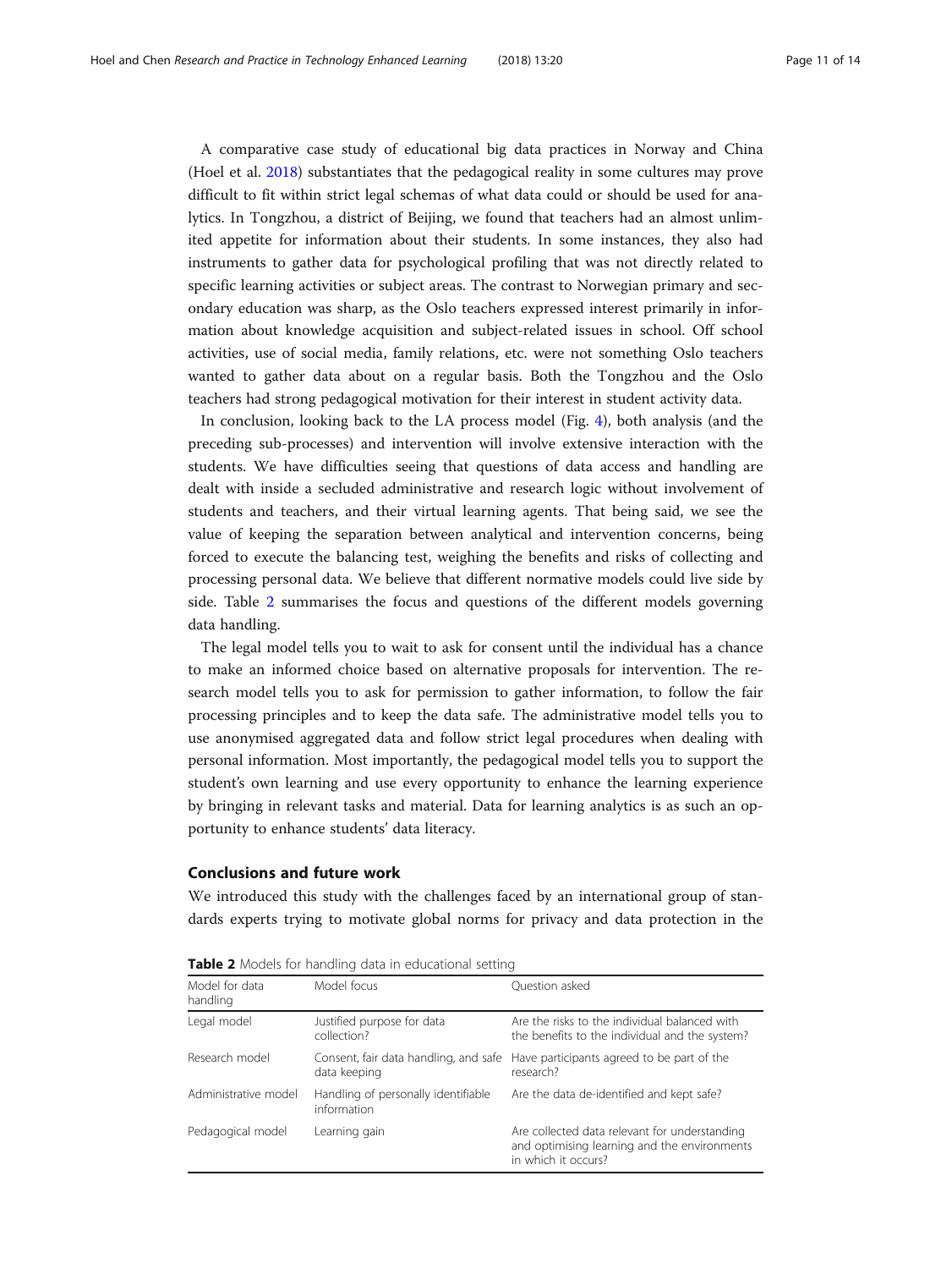A comparative case study of educational big data practices in Norway and China (Hoel et al. 2018) substantiates that the pedagogical reality in some cultures may prove difficult to fit within strict legal schemas of what data could or should be used for analytics. In Tongzhou, a district of Beijing, we found that teachers had an almost unlimited appetite for information about their students. In some instances, they also had instruments to gather data for psychological profiling that was not directly related to specific learning activities or subject areas. The contrast to Norwegian primary and secondary education was sharp, as the Oslo teachers expressed interest primarily in information about knowledge acquisition and subject-related issues in school. Off school activities, use of social media, family relations, etc. were not something Oslo teachers wanted to gather data about on a regular basis. Both the Tongzhou and the Oslo teachers had strong pedagogical motivation for their interest in student activity data.

In conclusion, looking back to the LA process model (Fig. 4), both analysis (and the preceding sub-processes) and intervention will involve extensive interaction with the students. We have difficulties seeing that questions of data access and handling are dealt with inside a secluded administrative and research logic without involvement of students and teachers, and their virtual learning agents. That being said, we see the value of keeping the separation between analytical and intervention concerns, being forced to execute the balancing test, weighing the benefits and risks of collecting and processing personal data. We believe that different normative models could live side by side. Table 2 summarises the focus and questions of the different models governing data handling.

The legal model tells you to wait to ask for consent until the individual has a chance to make an informed choice based on alternative proposals for intervention. The research model tells you to ask for permission to gather information, to follow the fair processing principles and to keep the data safe. The administrative model tells you to use anonymised aggregated data and follow strict legal procedures when dealing with personal information. Most importantly, the pedagogical model tells you to support the student's own learning and use every opportunity to enhance the learning experience by bringing in relevant tasks and material. Data for learning analytics is as such an opportunity to enhance students' data literacy.

## Conclusions and future work

We introduced this study with the challenges faced by an international group of standards experts trying to motivate global norms for privacy and data protection in the

**Table 2** Models for handling data in educational setting

| Model for data handling | Model focus | Question asked |
|---|---|---|
| Legal model | Justified purpose for data collection? | Are the risks to the individual balanced with the benefits to the individual and the system? |
| Research model | Consent, fair data handling, and safe data keeping | Have participants agreed to be part of the research? |
| Administrative model | Handling of personally identifiable information | Are the data de-identified and kept safe? |
| Pedagogical model | Learning gain | Are collected data relevant for understanding and optimising learning and the environments in which it occurs? |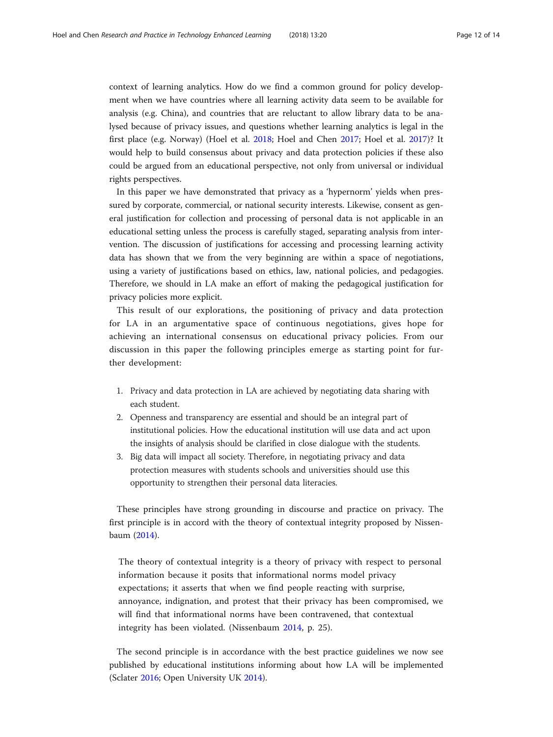context of learning analytics. How do we find a common ground for policy development when we have countries where all learning activity data seem to be available for analysis (e.g. China), and countries that are reluctant to allow library data to be analysed because of privacy issues, and questions whether learning analytics is legal in the first place (e.g. Norway) (Hoel et al. 2018; Hoel and Chen 2017; Hoel et al. 2017)? It would help to build consensus about privacy and data protection policies if these also could be argued from an educational perspective, not only from universal or individual rights perspectives.

In this paper we have demonstrated that privacy as a 'hypernorm' yields when pressured by corporate, commercial, or national security interests. Likewise, consent as general justification for collection and processing of personal data is not applicable in an educational setting unless the process is carefully staged, separating analysis from intervention. The discussion of justifications for accessing and processing learning activity data has shown that we from the very beginning are within a space of negotiations, using a variety of justifications based on ethics, law, national policies, and pedagogies. Therefore, we should in LA make an effort of making the pedagogical justification for privacy policies more explicit.

This result of our explorations, the positioning of privacy and data protection for LA in an argumentative space of continuous negotiations, gives hope for achieving an international consensus on educational privacy policies. From our discussion in this paper the following principles emerge as starting point for further development:

1. Privacy and data protection in LA are achieved by negotiating data sharing with each student.
2. Openness and transparency are essential and should be an integral part of institutional policies. How the educational institution will use data and act upon the insights of analysis should be clarified in close dialogue with the students.
3. Big data will impact all society. Therefore, in negotiating privacy and data protection measures with students schools and universities should use this opportunity to strengthen their personal data literacies.

These principles have strong grounding in discourse and practice on privacy. The first principle is in accord with the theory of contextual integrity proposed by Nissenbaum (2014).

> The theory of contextual integrity is a theory of privacy with respect to personal information because it posits that informational norms model privacy expectations; it asserts that when we find people reacting with surprise, annoyance, indignation, and protest that their privacy has been compromised, we will find that informational norms have been contravened, that contextual integrity has been violated. (Nissenbaum 2014, p. 25).

The second principle is in accordance with the best practice guidelines we now see published by educational institutions informing about how LA will be implemented (Sclater 2016; Open University UK 2014).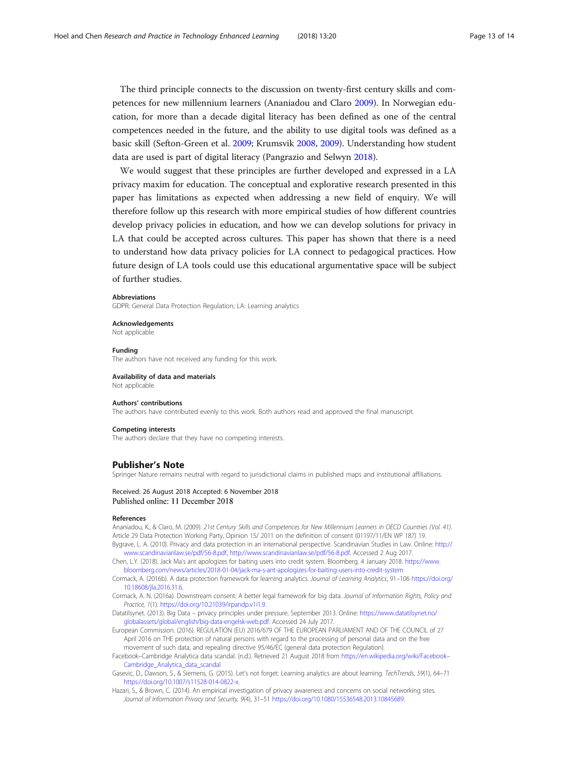The third principle connects to the discussion on twenty-first century skills and competences for new millennium learners (Ananiadou and Claro 2009). In Norwegian education, for more than a decade digital literacy has been defined as one of the central competences needed in the future, and the ability to use digital tools was defined as a basic skill (Sefton-Green et al. 2009; Krumsvik 2008, 2009). Understanding how student data are used is part of digital literacy (Pangrazio and Selwyn 2018).

We would suggest that these principles are further developed and expressed in a LA privacy maxim for education. The conceptual and explorative research presented in this paper has limitations as expected when addressing a new field of enquiry. We will therefore follow up this research with more empirical studies of how different countries develop privacy policies in education, and how we can develop solutions for privacy in LA that could be accepted across cultures. This paper has shown that there is a need to understand how data privacy policies for LA connect to pedagogical practices. How future design of LA tools could use this educational argumentative space will be subject of further studies.

#### Abbreviations

GDPR: General Data Protection Regulation; LA: Learning analytics

#### Acknowledgements

Not applicable

#### Funding

The authors have not received any funding for this work.

#### Availability of data and materials

Not applicable

#### Authors' contributions

The authors have contributed evenly to this work. Both authors read and approved the final manuscript.

#### Competing interests

The authors declare that they have no competing interests.

## Publisher's Note

Springer Nature remains neutral with regard to jurisdictional claims in published maps and institutional affiliations.

Received: 26 August 2018 Accepted: 6 November 2018
Published online: 11 December 2018

#### References

Ananiadou, K., & Claro, M. (2009). *21st Century Skills and Competences for New Millennium Learners in OECD Countries (Vol. 41)*.

Article 29 Data Protection Working Party, Opinion 15/ 2011 on the definition of consent (01197/11/EN WP 187) 19.

Bygrave, L. A. (2010). Privacy and data protection in an international perspective. Scandinavian Studies in Law. Online: http://www.scandinavianlaw.se/pdf/56-8.pdf, http://www.scandinavianlaw.se/pdf/56-8.pdf. Accessed 2 Aug 2017.

Chen, L.Y. (2018). Jack Ma's ant apologizes for baiting users into credit system. Bloomberg. 4 January 2018. https://www.bloomberg.com/news/articles/2018-01-04/jack-ma-s-ant-apologizes-for-baiting-users-into-credit-system

Cormack, A. (2016b). A data protection framework for learning analytics. *Journal of Learning Analytics*, 91–106 https://doi.org/10.18608/jla.2016.31.6.

Cormack, A. N. (2016a). Downstream consent: A better legal framework for big data. *Journal of Information Rights, Policy and Practice, 1*(1). https://doi.org/10.21039/irpandp.v1i1.9.

Datatilsynet. (2013). Big Data – privacy principles under pressure. September 2013. Online: https://www.datatilsynet.no/globalassets/global/english/big-data-engelsk-web.pdf. Accessed 24 July 2017.

European Commission. (2016). REGULATION (EU) 2016/679 OF THE EUROPEAN PARLIAMENT AND OF THE COUNCIL of 27 April 2016 on THE protection of natural persons with regard to the processing of personal data and on the free movement of such data, and repealing directive 95/46/EC (general data protection Regulation).

Facebook–Cambridge Analytica data scandal. (n.d.). Retrieved 21 August 2018 from https://en.wikipedia.org/wiki/Facebook–Cambridge_Analytica_data_scandal

Gasevic, D., Dawson, S., & Siemens, G. (2015). Let's not forget: Learning analytics are about learning. *TechTrends, 59*(1), 64–71 https://doi.org/10.1007/s11528-014-0822-x.

Hazari, S., & Brown, C. (2014). An empirical investigation of privacy awareness and concerns on social networking sites. *Journal of Information Privacy and Security, 9*(4), 31–51 https://doi.org/10.1080/15536548.2013.10845689.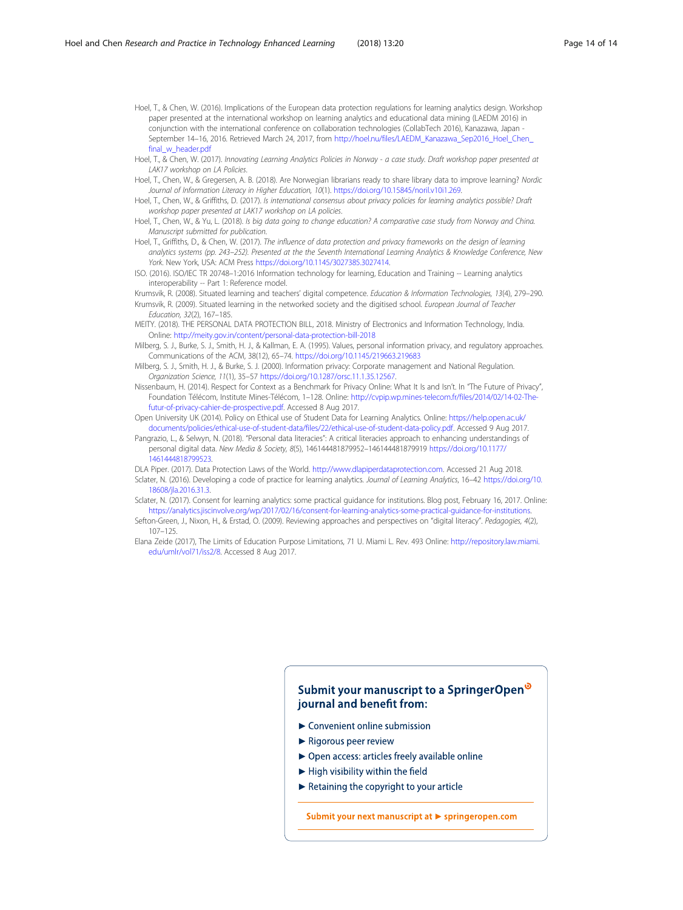Hoel, T., & Chen, W. (2016). Implications of the European data protection regulations for learning analytics design. Workshop paper presented at the international workshop on learning analytics and educational data mining (LAEDM 2016) in conjunction with the international conference on collaboration technologies (CollabTech 2016), Kanazawa, Japan - September 14–16, 2016. Retrieved March 24, 2017, from http://hoel.nu/files/LAEDM_Kanazawa_Sep2016_Hoel_Chen_final_w_header.pdf

Hoel, T., & Chen, W. (2017). *Innovating Learning Analytics Policies in Norway - a case study. Draft workshop paper presented at LAK17 workshop on LA Policies.*

Hoel, T., Chen, W., & Gregersen, A. B. (2018). Are Norwegian librarians ready to share library data to improve learning? *Nordic Journal of Information Literacy in Higher Education, 10*(1). https://doi.org/10.15845/noril.v10i1.269.

Hoel, T., Chen, W., & Griffiths, D. (2017). *Is international consensus about privacy policies for learning analytics possible? Draft workshop paper presented at LAK17 workshop on LA policies.*

Hoel, T., Chen, W., & Yu, L. (2018). *Is big data going to change education? A comparative case study from Norway and China. Manuscript submitted for publication.*

Hoel, T., Griffiths, D., & Chen, W. (2017). *The influence of data protection and privacy frameworks on the design of learning analytics systems (pp. 243–252). Presented at the the Seventh International Learning Analytics & Knowledge Conference, New York.* New York, USA: ACM Press https://doi.org/10.1145/3027385.3027414.

ISO. (2016). ISO/IEC TR 20748–1:2016 Information technology for learning, Education and Training -- Learning analytics interoperability -- Part 1: Reference model.

Krumsvik, R. (2008). Situated learning and teachers' digital competence. *Education & Information Technologies, 13*(4), 279–290.

Krumsvik, R. (2009). Situated learning in the networked society and the digitised school. *European Journal of Teacher Education, 32*(2), 167–185.

MEITY. (2018). THE PERSONAL DATA PROTECTION BILL, 2018. Ministry of Electronics and Information Technology, India. Online: http://meity.gov.in/content/personal-data-protection-bill-2018

Milberg, S. J., Burke, S. J., Smith, H. J., & Kallman, E. A. (1995). Values, personal information privacy, and regulatory approaches. Communications of the ACM, 38(12), 65–74. https://doi.org/10.1145/219663.219683

Milberg, S. J., Smith, H. J., & Burke, S. J. (2000). Information privacy: Corporate management and National Regulation. *Organization Science, 11*(1), 35–57 https://doi.org/10.1287/orsc.11.1.35.12567.

Nissenbaum, H. (2014). Respect for Context as a Benchmark for Privacy Online: What It Is and Isn't. In "The Future of Privacy", Foundation Télécom, Institute Mines-Télécom, 1–128. Online: http://cvpip.wp.mines-telecom.fr/files/2014/02/14-02-The-futur-of-privacy-cahier-de-prospective.pdf. Accessed 8 Aug 2017.

Open University UK (2014). Policy on Ethical use of Student Data for Learning Analytics. Online: https://help.open.ac.uk/documents/policies/ethical-use-of-student-data/files/22/ethical-use-of-student-data-policy.pdf. Accessed 9 Aug 2017.

Pangrazio, L., & Selwyn, N. (2018). "Personal data literacies": A critical literacies approach to enhancing understandings of personal digital data. *New Media & Society, 8*(5), 146144481879952–146144481879919 https://doi.org/10.1177/1461444818799523.

DLA Piper. (2017). Data Protection Laws of the World. http://www.dlapiperdataprotection.com. Accessed 21 Aug 2018.

Sclater, N. (2016). Developing a code of practice for learning analytics. *Journal of Learning Analytics*, 16–42 https://doi.org/10.18608/jla.2016.31.3.

Sclater, N. (2017). Consent for learning analytics: some practical guidance for institutions. Blog post, February 16, 2017. Online: https://analytics.jiscinvolve.org/wp/2017/02/16/consent-for-learning-analytics-some-practical-guidance-for-institutions.

Sefton-Green, J., Nixon, H., & Erstad, O. (2009). Reviewing approaches and perspectives on "digital literacy". *Pedagogies, 4*(2), 107–125.

Elana Zeide (2017), The Limits of Education Purpose Limitations, 71 U. Miami L. Rev. 493 Online: http://repository.law.miami.edu/umlr/vol71/iss2/8. Accessed 8 Aug 2017.